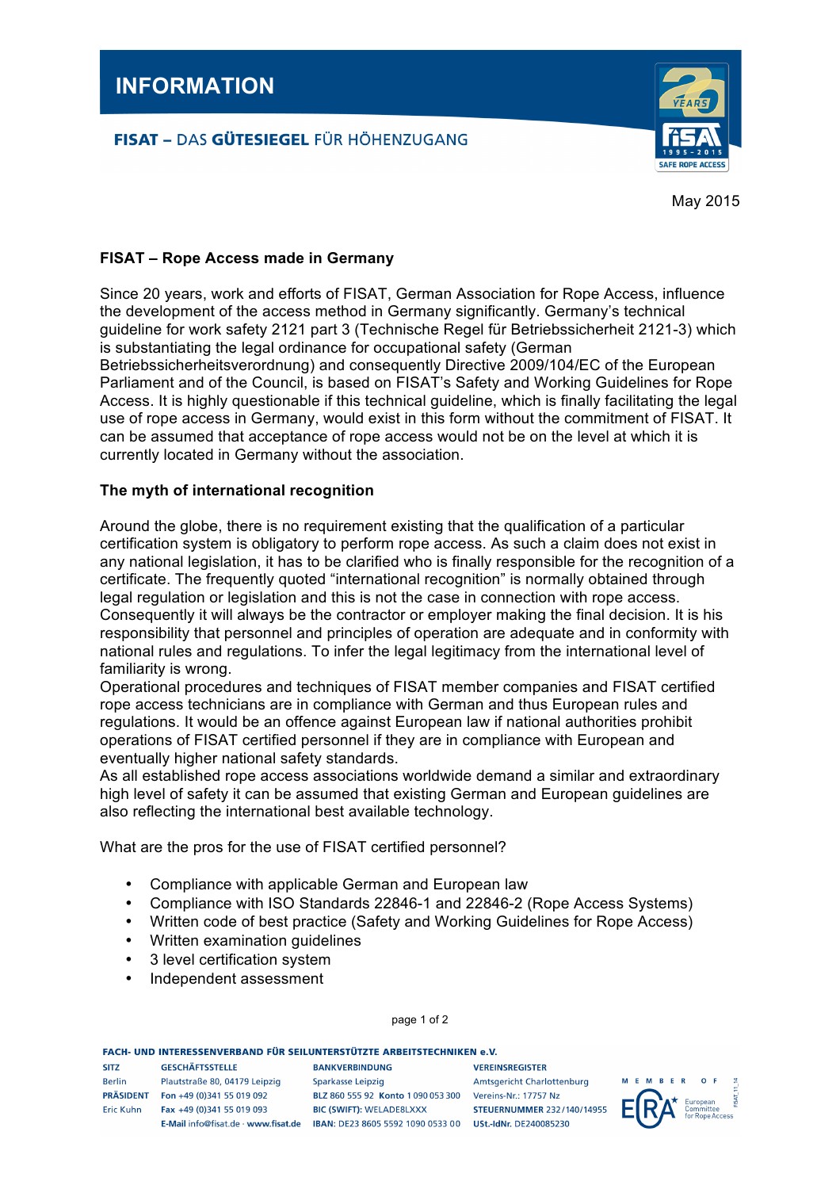# INFORMATION

FISAT – DAS GÜTESIEGEL FÜR HÖHENZUGANG

May 2015

## FISAT – Rope Access made in Germany

Since 20 years, work and efforts of FISAT, German Association for Rope Access, influence the development of the access method in Germany significantly. Germany's technical guideline for work safety 2121 part 3 (Technische Regel für Betriebssicherheit 2121-3) which is substantiating the legal ordinance for occupational safety (German Betriebssicherheitsverordnung) and consequently Directive 2009/104/EC of the European Parliament and of the Council, is based on FISAT's Safety and Working Guidelines for Rope Access. It is highly questionable if this technical guideline, which is finally facilitating the legal use of rope access in Germany, would exist in this form without the commitment of FISAT. It can be assumed that acceptance of rope access would not be on the level at which it is currently located in Germany without the association.

## The myth of international recognition

Around the globe, there is no requirement existing that the qualification of a particular certification system is obligatory to perform rope access. As such a claim does not exist in any national legislation, it has to be clarified who is finally responsible for the recognition of a certificate. The frequently quoted "international recognition" is normally obtained through legal regulation or legislation and this is not the case in connection with rope access. Consequently it will always be the contractor or employer making the final decision. It is his responsibility that personnel and principles of operation are adequate and in conformity with national rules and regulations. To infer the legal legitimacy from the international level of familiarity is wrong.

Operational procedures and techniques of FISAT member companies and FISAT certified rope access technicians are in compliance with German and thus European rules and regulations. It would be an offence against European law if national authorities prohibit operations of FISAT certified personnel if they are in compliance with European and eventually higher national safety standards.

As all established rope access associations worldwide demand a similar and extraordinary high level of safety it can be assumed that existing German and European guidelines are also reflecting the international best available technology.

What are the pros for the use of FISAT certified personnel?

- Compliance with applicable German and European law
- Compliance with ISO Standards 22846-1 and 22846-2 (Rope Access Systems)
- Written code of best practice (Safety and Working Guidelines for Rope Access)
- Written examination guidelines
- 3 level certification system
- Independent assessment

FACH- UND INTERESSENVERBAND FÜR SEILUNTERSTÜTZTE ARBEITSTECHNIKEN e.V.

| SITZ | GESCHÄFTSSTELLE | BANKVERBINDUNG | VEREINSREGISTER |
|---|---|---|---|
| Berlin | Plautstraße 80, 04179 Leipzig | Sparkasse Leipzig | Amtsgericht Charlottenburg |
| PRÄSIDENT | Fon +49 (0)341 55 019 092 | BLZ 860 555 92 Konto 1 090 053 300 | Vereins-Nr.: 17757 Nz |
| Eric Kuhn | Fax +49 (0)341 55 019 093 | BIC (SWIFT): WELADE8LXXX | STEUERNUMMER 232/140/14955 |
| | E-Mail info@fisat.de · www.fisat.de | IBAN: DE23 8605 5592 1090 0533 00 | USt.-IdNr. DE240085230 |

MEMBER OF ERA European Committee for Rope Access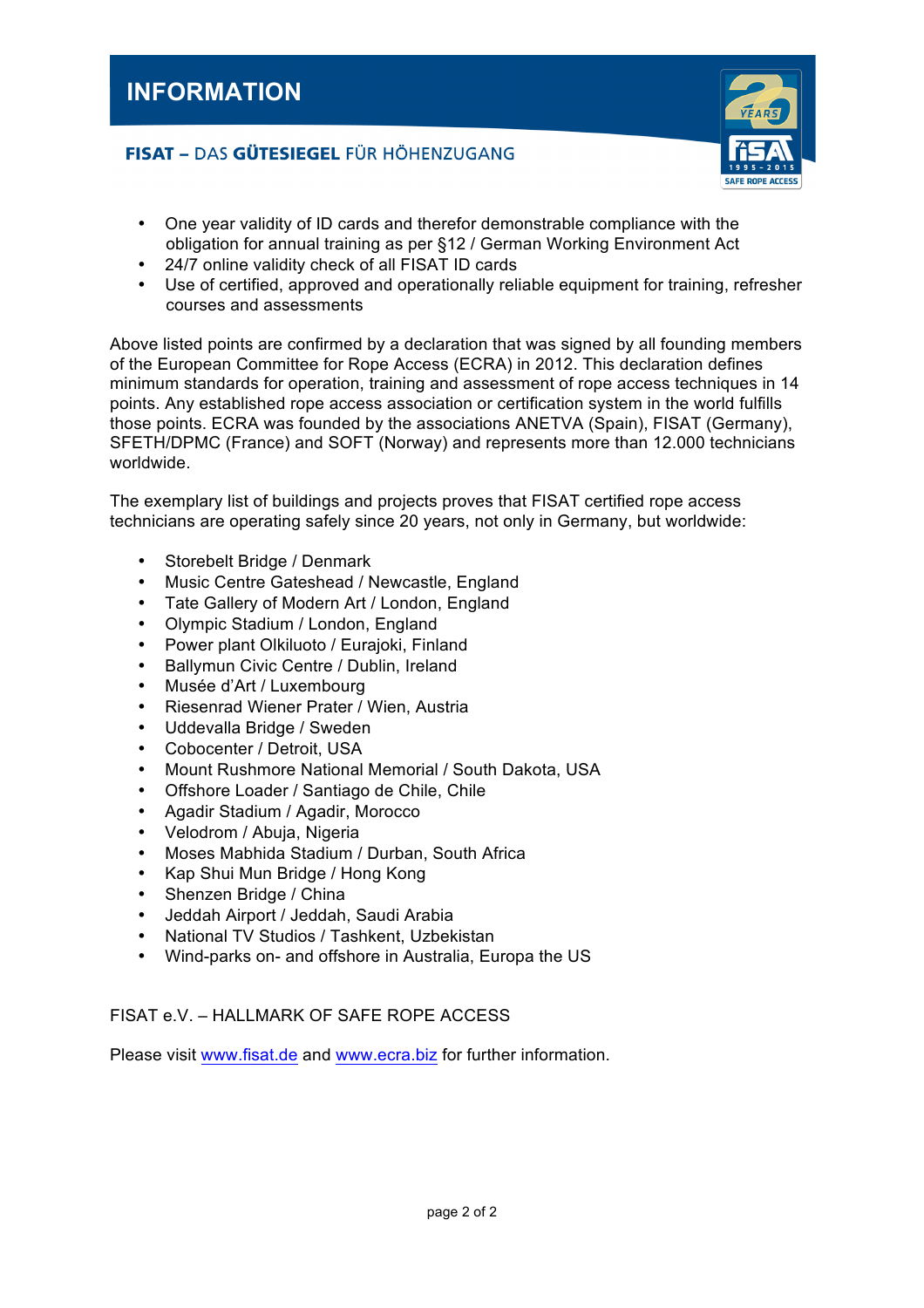# INFORMATION

**FISAT – DAS GÜTESIEGEL FÜR HÖHENZUGANG**

- One year validity of ID cards and therefor demonstrable compliance with the obligation for annual training as per §12 / German Working Environment Act
- 24/7 online validity check of all FISAT ID cards
- Use of certified, approved and operationally reliable equipment for training, refresher courses and assessments

Above listed points are confirmed by a declaration that was signed by all founding members of the European Committee for Rope Access (ECRA) in 2012. This declaration defines minimum standards for operation, training and assessment of rope access techniques in 14 points. Any established rope access association or certification system in the world fulfills those points. ECRA was founded by the associations ANETVA (Spain), FISAT (Germany), SFETH/DPMC (France) and SOFT (Norway) and represents more than 12.000 technicians worldwide.

The exemplary list of buildings and projects proves that FISAT certified rope access technicians are operating safely since 20 years, not only in Germany, but worldwide:

- Storebelt Bridge / Denmark
- Music Centre Gateshead / Newcastle, England
- Tate Gallery of Modern Art / London, England
- Olympic Stadium / London, England
- Power plant Olkiluoto / Eurajoki, Finland
- Ballymun Civic Centre / Dublin, Ireland
- Musée d'Art / Luxembourg
- Riesenrad Wiener Prater / Wien, Austria
- Uddevalla Bridge / Sweden
- Cobocenter / Detroit, USA
- Mount Rushmore National Memorial / South Dakota, USA
- Offshore Loader / Santiago de Chile, Chile
- Agadir Stadium / Agadir, Morocco
- Velodrom / Abuja, Nigeria
- Moses Mabhida Stadium / Durban, South Africa
- Kap Shui Mun Bridge / Hong Kong
- Shenzen Bridge / China
- Jeddah Airport / Jeddah, Saudi Arabia
- National TV Studios / Tashkent, Uzbekistan
- Wind-parks on- and offshore in Australia, Europa the US

FISAT e.V. – HALLMARK OF SAFE ROPE ACCESS

Please visit www.fisat.de and www.ecra.biz for further information.